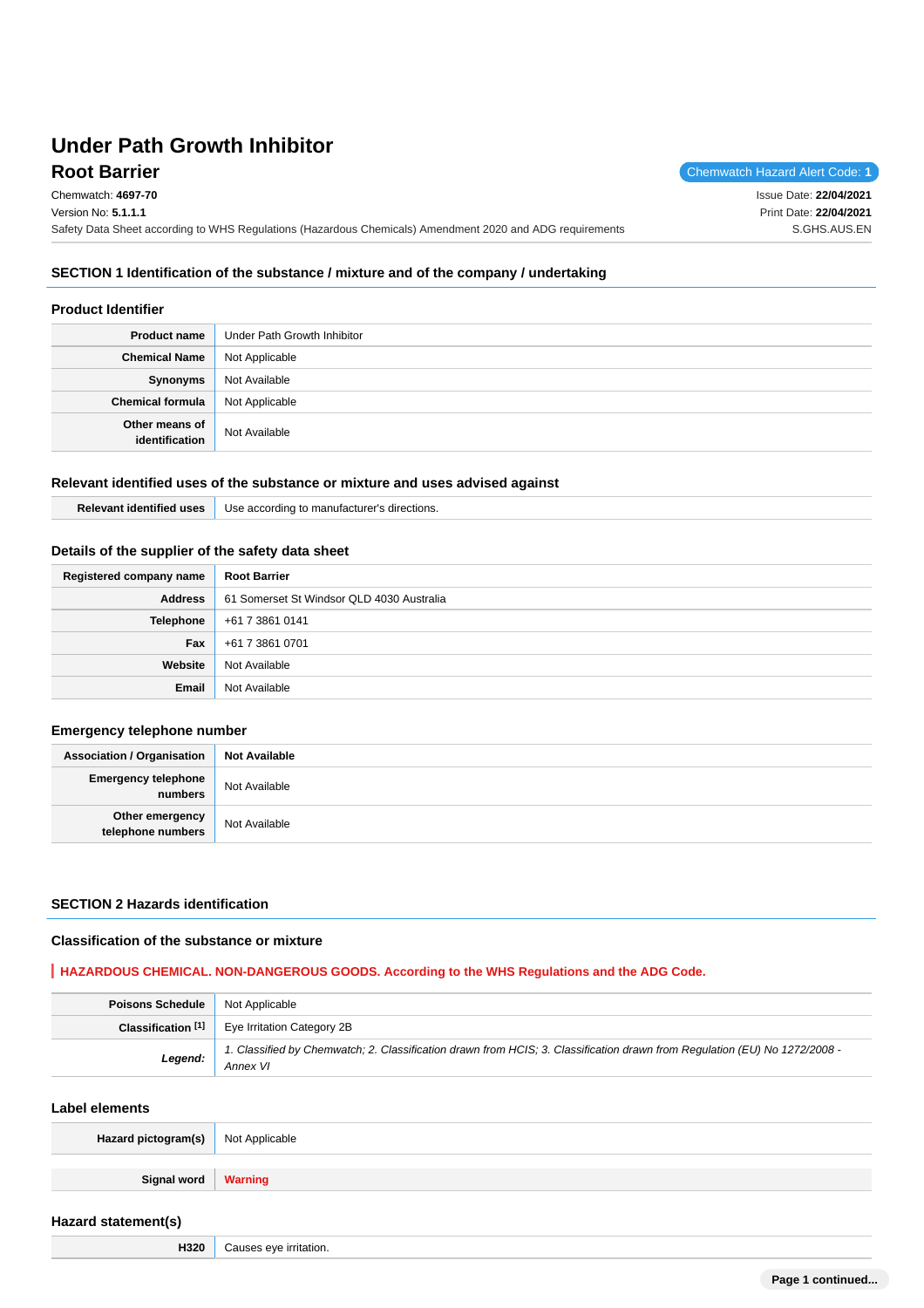# Under Path Growth Inhibitor

## Root Barrier

Chemwatch Hazard Alert Code: **1**

Chemwatch: **4697-70**
Version No: **5.1.1.1**
Safety Data Sheet according to WHS Regulations (Hazardous Chemicals) Amendment 2020 and ADG requirements

Issue Date: **22/04/2021**
Print Date: **22/04/2021**
S.GHS.AUS.EN

## SECTION 1 Identification of the substance / mixture and of the company / undertaking

### Product Identifier

| | |
|---|---|
| **Product name** | Under Path Growth Inhibitor |
| **Chemical Name** | Not Applicable |
| **Synonyms** | Not Available |
| **Chemical formula** | Not Applicable |
| **Other means of identification** | Not Available |

### Relevant identified uses of the substance or mixture and uses advised against

| | |
|---|---|
| **Relevant identified uses** | Use according to manufacturer's directions. |

### Details of the supplier of the safety data sheet

| | |
|---|---|
| **Registered company name** | **Root Barrier** |
| **Address** | 61 Somerset St Windsor QLD 4030 Australia |
| **Telephone** | +61 7 3861 0141 |
| **Fax** | +61 7 3861 0701 |
| **Website** | Not Available |
| **Email** | Not Available |

### Emergency telephone number

| | |
|---|---|
| **Association / Organisation** | **Not Available** |
| **Emergency telephone numbers** | Not Available |
| **Other emergency telephone numbers** | Not Available |

## SECTION 2 Hazards identification

### Classification of the substance or mixture

**HAZARDOUS CHEMICAL. NON-DANGEROUS GOODS. According to the WHS Regulations and the ADG Code.**

| | |
|---|---|
| **Poisons Schedule** | Not Applicable |
| **Classification [1]** | Eye Irritation Category 2B |
| ***Legend:*** | *1. Classified by Chemwatch; 2. Classification drawn from HCIS; 3. Classification drawn from Regulation (EU) No 1272/2008 - Annex VI* |

### Label elements

| | |
|---|---|
| **Hazard pictogram(s)** | Not Applicable |
| **Signal word** | **Warning** |

### Hazard statement(s)

| | |
|---|---|
| **H320** | Causes eye irritation. |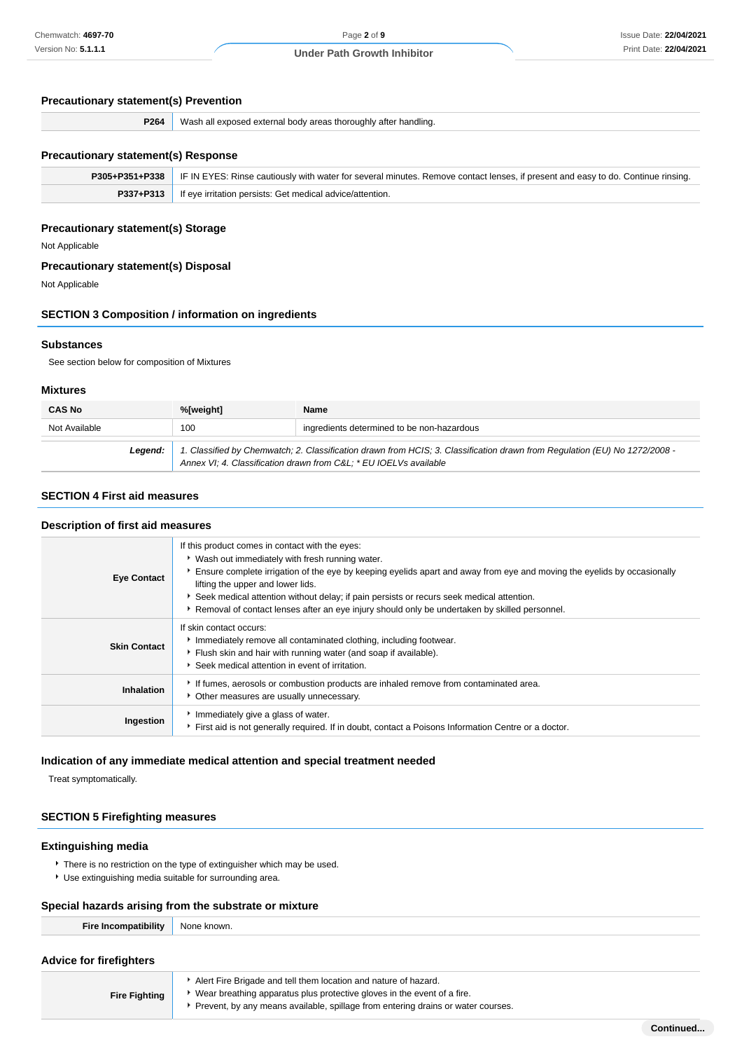### Precautionary statement(s) Prevention

| | |
|---|---|
| **P264** | Wash all exposed external body areas thoroughly after handling. |

### Precautionary statement(s) Response

| | |
|---|---|
| **P305+P351+P338** | IF IN EYES: Rinse cautiously with water for several minutes. Remove contact lenses, if present and easy to do. Continue rinsing. |
| **P337+P313** | If eye irritation persists: Get medical advice/attention. |

### Precautionary statement(s) Storage

Not Applicable

### Precautionary statement(s) Disposal

Not Applicable

## SECTION 3 Composition / information on ingredients

### Substances

See section below for composition of Mixtures

### Mixtures

| CAS No | %[weight] | Name |
|---|---|---|
| Not Available | 100 | ingredients determined to be non-hazardous |
| ***Legend:*** | *1. Classified by Chemwatch; 2. Classification drawn from HCIS; 3. Classification drawn from Regulation (EU) No 1272/2008 - Annex VI; 4. Classification drawn from C&L; * EU IOELVs available* | |

## SECTION 4 First aid measures

### Description of first aid measures

| | |
|---|---|
| **Eye Contact** | If this product comes in contact with the eyes: <br>▸ Wash out immediately with fresh running water. <br>▸ Ensure complete irrigation of the eye by keeping eyelids apart and away from eye and moving the eyelids by occasionally lifting the upper and lower lids. <br>▸ Seek medical attention without delay; if pain persists or recurs seek medical attention. <br>▸ Removal of contact lenses after an eye injury should only be undertaken by skilled personnel. |
| **Skin Contact** | If skin contact occurs: <br>▸ Immediately remove all contaminated clothing, including footwear. <br>▸ Flush skin and hair with running water (and soap if available). <br>▸ Seek medical attention in event of irritation. |
| **Inhalation** | ▸ If fumes, aerosols or combustion products are inhaled remove from contaminated area. <br>▸ Other measures are usually unnecessary. |
| **Ingestion** | ▸ Immediately give a glass of water. <br>▸ First aid is not generally required. If in doubt, contact a Poisons Information Centre or a doctor. |

### Indication of any immediate medical attention and special treatment needed

Treat symptomatically.

## SECTION 5 Firefighting measures

### Extinguishing media

- There is no restriction on the type of extinguisher which may be used.
- Use extinguishing media suitable for surrounding area.

### Special hazards arising from the substrate or mixture

| | |
|---|---|
| **Fire Incompatibility** | None known. |

### Advice for firefighters

| | |
|---|---|
| **Fire Fighting** | ▸ Alert Fire Brigade and tell them location and nature of hazard. <br>▸ Wear breathing apparatus plus protective gloves in the event of a fire. <br>▸ Prevent, by any means available, spillage from entering drains or water courses. |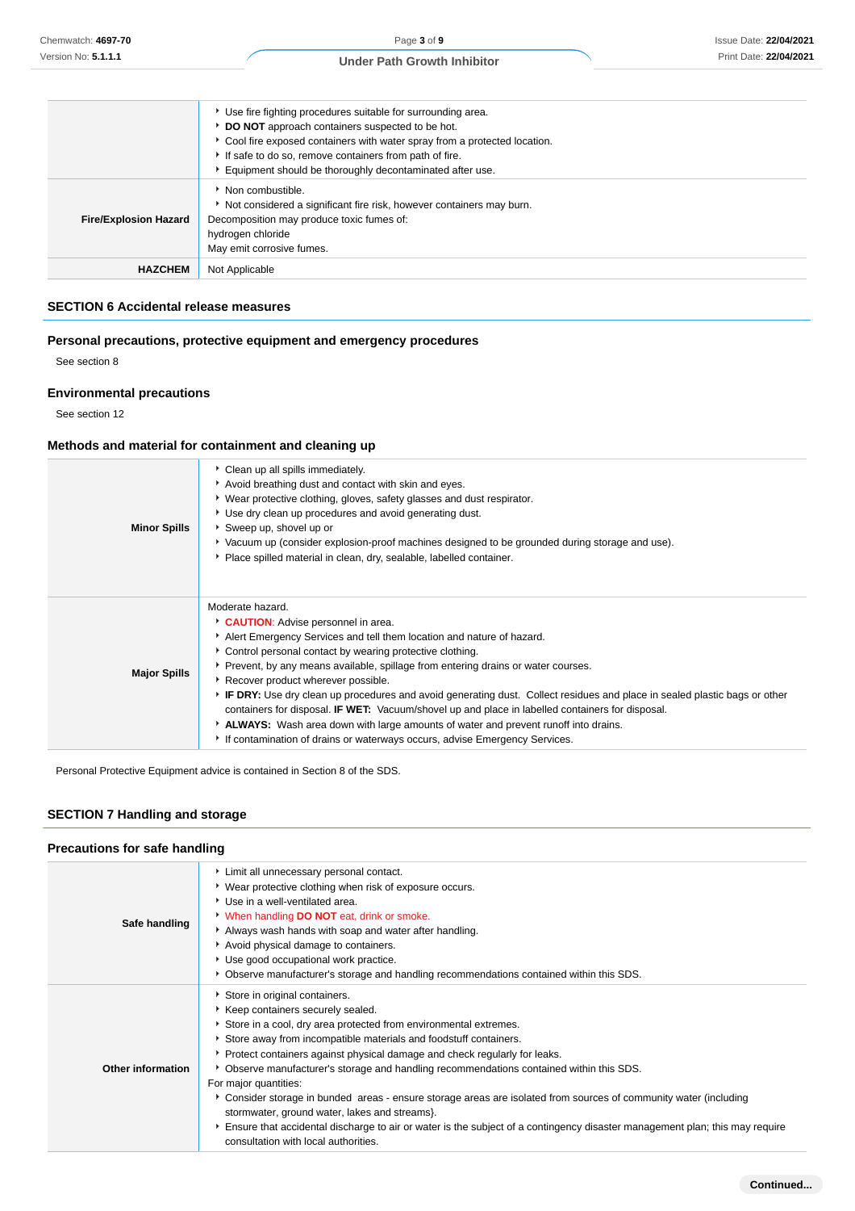| | |
|---|---|
| | - Use fire fighting procedures suitable for surrounding area.<br>- **DO NOT** approach containers suspected to be hot.<br>- Cool fire exposed containers with water spray from a protected location.<br>- If safe to do so, remove containers from path of fire.<br>- Equipment should be thoroughly decontaminated after use. |
| **Fire/Explosion Hazard** | - Non combustible.<br>- Not considered a significant fire risk, however containers may burn.<br>Decomposition may produce toxic fumes of:<br>hydrogen chloride<br>May emit corrosive fumes. |
| **HAZCHEM** | Not Applicable |

## SECTION 6 Accidental release measures

### Personal precautions, protective equipment and emergency procedures

See section 8

### Environmental precautions

See section 12

### Methods and material for containment and cleaning up

| | |
|---|---|
| **Minor Spills** | - Clean up all spills immediately.<br>- Avoid breathing dust and contact with skin and eyes.<br>- Wear protective clothing, gloves, safety glasses and dust respirator.<br>- Use dry clean up procedures and avoid generating dust.<br>- Sweep up, shovel up or<br>- Vacuum up (consider explosion-proof machines designed to be grounded during storage and use).<br>- Place spilled material in clean, dry, sealable, labelled container. |
| **Major Spills** | Moderate hazard.<br>- **CAUTION**: Advise personnel in area.<br>- Alert Emergency Services and tell them location and nature of hazard.<br>- Control personal contact by wearing protective clothing.<br>- Prevent, by any means available, spillage from entering drains or water courses.<br>- Recover product wherever possible.<br>- **IF DRY:** Use dry clean up procedures and avoid generating dust. Collect residues and place in sealed plastic bags or other containers for disposal. **IF WET:** Vacuum/shovel up and place in labelled containers for disposal.<br>- **ALWAYS:** Wash area down with large amounts of water and prevent runoff into drains.<br>- If contamination of drains or waterways occurs, advise Emergency Services. |

Personal Protective Equipment advice is contained in Section 8 of the SDS.

## SECTION 7 Handling and storage

### Precautions for safe handling

| | |
|---|---|
| **Safe handling** | - Limit all unnecessary personal contact.<br>- Wear protective clothing when risk of exposure occurs.<br>- Use in a well-ventilated area.<br>- When handling **DO NOT** eat, drink or smoke.<br>- Always wash hands with soap and water after handling.<br>- Avoid physical damage to containers.<br>- Use good occupational work practice.<br>- Observe manufacturer's storage and handling recommendations contained within this SDS. |
| **Other information** | - Store in original containers.<br>- Keep containers securely sealed.<br>- Store in a cool, dry area protected from environmental extremes.<br>- Store away from incompatible materials and foodstuff containers.<br>- Protect containers against physical damage and check regularly for leaks.<br>- Observe manufacturer's storage and handling recommendations contained within this SDS.<br>For major quantities:<br>- Consider storage in bunded areas - ensure storage areas are isolated from sources of community water (including stormwater, ground water, lakes and streams}.<br>- Ensure that accidental discharge to air or water is the subject of a contingency disaster management plan; this may require consultation with local authorities. |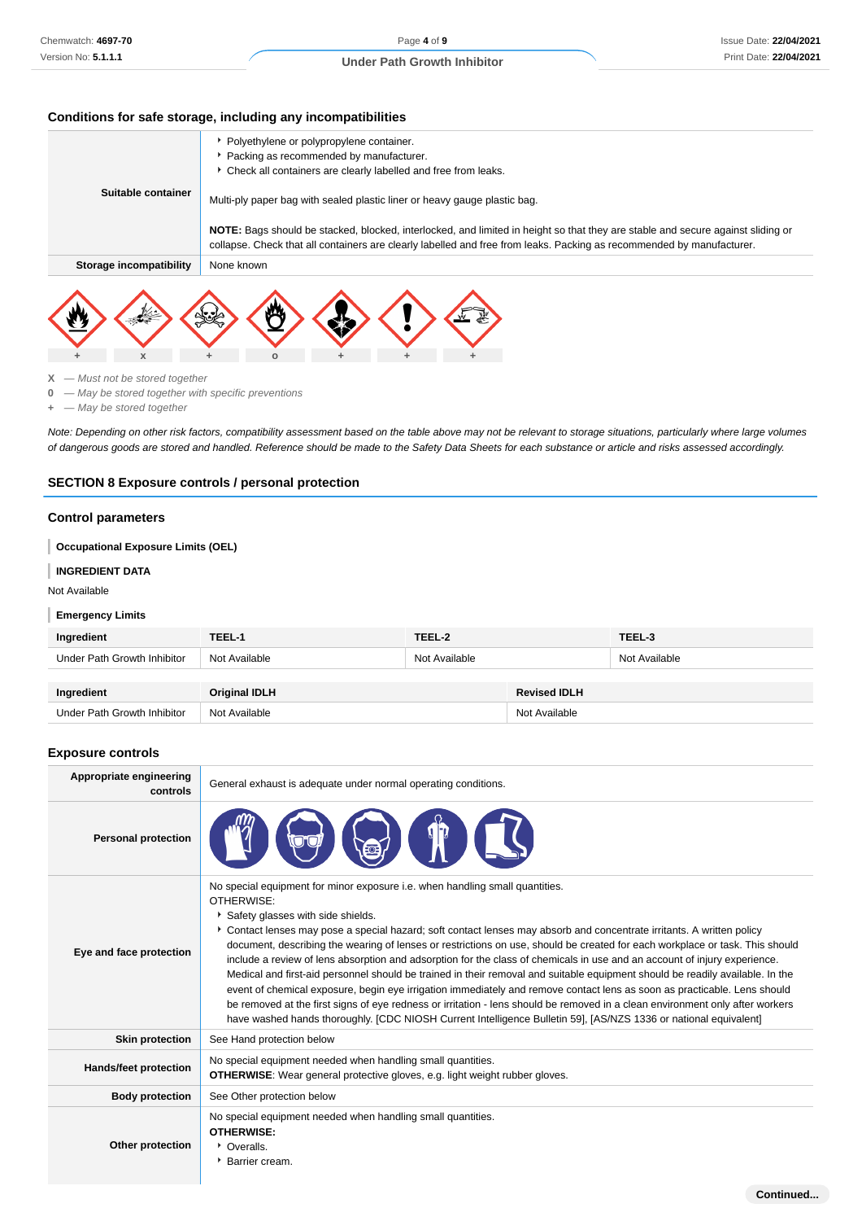### Conditions for safe storage, including any incompatibilities

| | |
|---|---|
| **Suitable container** | ‣ Polyethylene or polypropylene container.<br>‣ Packing as recommended by manufacturer.<br>‣ Check all containers are clearly labelled and free from leaks.<br><br>Multi-ply paper bag with sealed plastic liner or heavy gauge plastic bag.<br><br>**NOTE:** Bags should be stacked, blocked, interlocked, and limited in height so that they are stable and secure against sliding or collapse. Check that all containers are clearly labelled and free from leaks. Packing as recommended by manufacturer. |
| **Storage incompatibility** | None known |

| + | x | + | o | + | + | + |
|---|---|---|---|---|---|---|

**X** — *Must not be stored together*
**0** — *May be stored together with specific preventions*
**+** — *May be stored together*

*Note: Depending on other risk factors, compatibility assessment based on the table above may not be relevant to storage situations, particularly where large volumes of dangerous goods are stored and handled. Reference should be made to the Safety Data Sheets for each substance or article and risks assessed accordingly.*

## SECTION 8 Exposure controls / personal protection

### Control parameters

**Occupational Exposure Limits (OEL)**

**INGREDIENT DATA**

Not Available

**Emergency Limits**

| Ingredient | TEEL-1 | TEEL-2 | TEEL-3 |
|---|---|---|---|
| Under Path Growth Inhibitor | Not Available | Not Available | Not Available |

| Ingredient | Original IDLH | Revised IDLH |
|---|---|---|
| Under Path Growth Inhibitor | Not Available | Not Available |

### Exposure controls

| | |
|---|---|
| **Appropriate engineering controls** | General exhaust is adequate under normal operating conditions. |
| **Personal protection** | |
| **Eye and face protection** | No special equipment for minor exposure i.e. when handling small quantities.<br>OTHERWISE:<br>‣ Safety glasses with side shields.<br>‣ Contact lenses may pose a special hazard; soft contact lenses may absorb and concentrate irritants. A written policy document, describing the wearing of lenses or restrictions on use, should be created for each workplace or task. This should include a review of lens absorption and adsorption for the class of chemicals in use and an account of injury experience. Medical and first-aid personnel should be trained in their removal and suitable equipment should be readily available. In the event of chemical exposure, begin eye irrigation immediately and remove contact lens as soon as practicable. Lens should be removed at the first signs of eye redness or irritation - lens should be removed in a clean environment only after workers have washed hands thoroughly. [CDC NIOSH Current Intelligence Bulletin 59], [AS/NZS 1336 or national equivalent] |
| **Skin protection** | See Hand protection below |
| **Hands/feet protection** | No special equipment needed when handling small quantities.<br>**OTHERWISE**: Wear general protective gloves, e.g. light weight rubber gloves. |
| **Body protection** | See Other protection below |
| **Other protection** | No special equipment needed when handling small quantities.<br>**OTHERWISE:**<br>‣ Overalls.<br>‣ Barrier cream. |

Continued...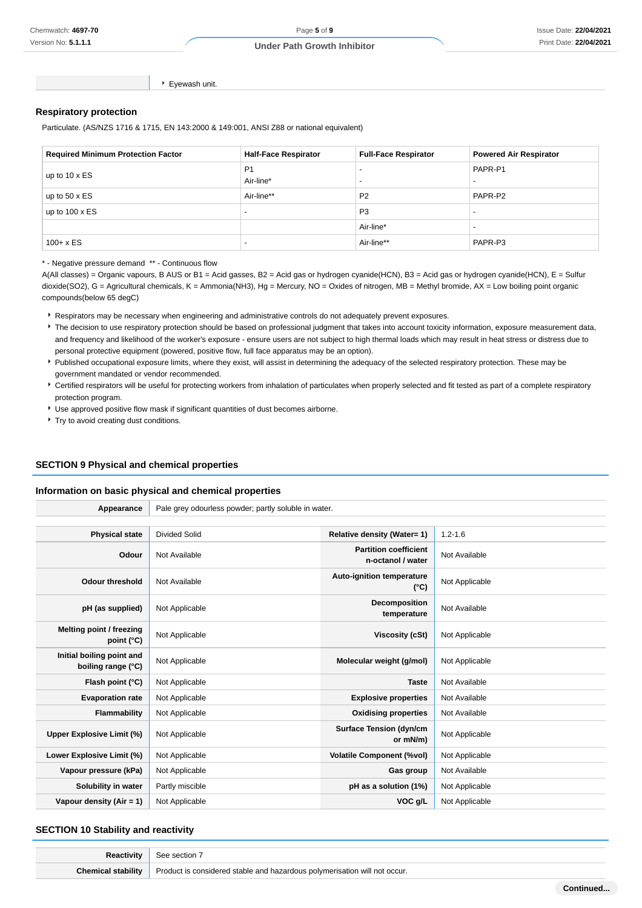| | |
|---|---|
| | - Eyewash unit. |

### Respiratory protection

Particulate. (AS/NZS 1716 & 1715, EN 143:2000 & 149:001, ANSI Z88 or national equivalent)

| Required Minimum Protection Factor | Half-Face Respirator | Full-Face Respirator | Powered Air Respirator |
|---|---|---|---|
| up to 10 x ES | P1<br>Air-line* | -<br>- | PAPR-P1<br>- |
| up to 50 x ES | Air-line** | P2 | PAPR-P2 |
| up to 100 x ES | - | P3 | - |
| | | Air-line* | - |
| 100+ x ES | - | Air-line** | PAPR-P3 |

* - Negative pressure demand  ** - Continuous flow

A(All classes) = Organic vapours, B AUS or B1 = Acid gasses, B2 = Acid gas or hydrogen cyanide(HCN), B3 = Acid gas or hydrogen cyanide(HCN), E = Sulfur dioxide($SO_2$), G = Agricultural chemicals, K = Ammonia($NH_3$), Hg = Mercury, NO = Oxides of nitrogen, MB = Methyl bromide, AX = Low boiling point organic compounds(below 65 degC)

- Respirators may be necessary when engineering and administrative controls do not adequately prevent exposures.
- The decision to use respiratory protection should be based on professional judgment that takes into account toxicity information, exposure measurement data, and frequency and likelihood of the worker's exposure - ensure users are not subject to high thermal loads which may result in heat stress or distress due to personal protective equipment (powered, positive flow, full face apparatus may be an option).
- Published occupational exposure limits, where they exist, will assist in determining the adequacy of the selected respiratory protection. These may be government mandated or vendor recommended.
- Certified respirators will be useful for protecting workers from inhalation of particulates when properly selected and fit tested as part of a complete respiratory protection program.
- Use approved positive flow mask if significant quantities of dust becomes airborne.
- Try to avoid creating dust conditions.

## SECTION 9 Physical and chemical properties

### Information on basic physical and chemical properties

| | |
|---|---|
| **Appearance** | Pale grey odourless powder; partly soluble in water. |

| | | | |
|---|---|---|---|
| **Physical state** | Divided Solid | **Relative density (Water= 1)** | 1.2-1.6 |
| **Odour** | Not Available | **Partition coefficient n-octanol / water** | Not Available |
| **Odour threshold** | Not Available | **Auto-ignition temperature (°C)** | Not Applicable |
| **pH (as supplied)** | Not Applicable | **Decomposition temperature** | Not Available |
| **Melting point / freezing point (°C)** | Not Applicable | **Viscosity (cSt)** | Not Applicable |
| **Initial boiling point and boiling range (°C)** | Not Applicable | **Molecular weight (g/mol)** | Not Applicable |
| **Flash point (°C)** | Not Applicable | **Taste** | Not Available |
| **Evaporation rate** | Not Applicable | **Explosive properties** | Not Available |
| **Flammability** | Not Applicable | **Oxidising properties** | Not Available |
| **Upper Explosive Limit (%)** | Not Applicable | **Surface Tension (dyn/cm or mN/m)** | Not Applicable |
| **Lower Explosive Limit (%)** | Not Applicable | **Volatile Component (%vol)** | Not Applicable |
| **Vapour pressure (kPa)** | Not Applicable | **Gas group** | Not Available |
| **Solubility in water** | Partly miscible | **pH as a solution (1%)** | Not Applicable |
| **Vapour density (Air = 1)** | Not Applicable | **VOC g/L** | Not Applicable |

## SECTION 10 Stability and reactivity

| | |
|---|---|
| **Reactivity** | See section 7 |
| **Chemical stability** | Product is considered stable and hazardous polymerisation will not occur. |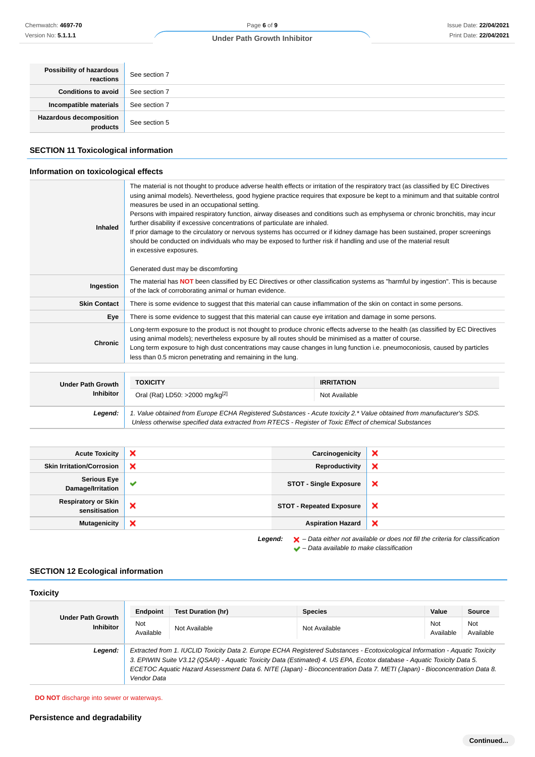| | |
|---|---|
| **Possibility of hazardous reactions** | See section 7 |
| **Conditions to avoid** | See section 7 |
| **Incompatible materials** | See section 7 |
| **Hazardous decomposition products** | See section 5 |

## SECTION 11 Toxicological information

### Information on toxicological effects

| | |
|---|---|
| **Inhaled** | The material is not thought to produce adverse health effects or irritation of the respiratory tract (as classified by EC Directives using animal models). Nevertheless, good hygiene practice requires that exposure be kept to a minimum and that suitable control measures be used in an occupational setting.<br>Persons with impaired respiratory function, airway diseases and conditions such as emphysema or chronic bronchitis, may incur further disability if excessive concentrations of particulate are inhaled.<br>If prior damage to the circulatory or nervous systems has occurred or if kidney damage has been sustained, proper screenings should be conducted on individuals who may be exposed to further risk if handling and use of the material result in excessive exposures.<br><br>Generated dust may be discomforting |
| **Ingestion** | The material has **NOT** been classified by EC Directives or other classification systems as "harmful by ingestion". This is because of the lack of corroborating animal or human evidence. |
| **Skin Contact** | There is some evidence to suggest that this material can cause inflammation of the skin on contact in some persons. |
| **Eye** | There is some evidence to suggest that this material can cause eye irritation and damage in some persons. |
| **Chronic** | Long-term exposure to the product is not thought to produce chronic effects adverse to the health (as classified by EC Directives using animal models); nevertheless exposure by all routes should be minimised as a matter of course.<br>Long term exposure to high dust concentrations may cause changes in lung function i.e. pneumoconiosis, caused by particles less than 0.5 micron penetrating and remaining in the lung. |

| | TOXICITY | IRRITATION |
|---|---|---|
| **Under Path Growth Inhibitor** | Oral (Rat) LD50: >2000 mg/kg[2] | Not Available |
| ***Legend:*** | *1. Value obtained from Europe ECHA Registered Substances - Acute toxicity 2.\* Value obtained from manufacturer's SDS. Unless otherwise specified data extracted from RTECS - Register of Toxic Effect of chemical Substances* | |

| | | | |
|---|---|---|---|
| **Acute Toxicity** | ❌ | **Carcinogenicity** | ❌ |
| **Skin Irritation/Corrosion** | ❌ | **Reproductivity** | ❌ |
| **Serious Eye Damage/Irritation** | ✔ | **STOT - Single Exposure** | ❌ |
| **Respiratory or Skin sensitisation** | ❌ | **STOT - Repeated Exposure** | ❌ |
| **Mutagenicity** | ❌ | **Aspiration Hazard** | ❌ |

***Legend:*** ❌ *– Data either not available or does not fill the criteria for classification*
✔ *– Data available to make classification*

## SECTION 12 Ecological information

### Toxicity

| | Endpoint | Test Duration (hr) | Species | Value | Source |
|---|---|---|---|---|---|
| **Under Path Growth Inhibitor** | Not Available | Not Available | Not Available | Not Available | Not Available |
| ***Legend:*** | *Extracted from 1. IUCLID Toxicity Data 2. Europe ECHA Registered Substances - Ecotoxicological Information - Aquatic Toxicity 3. EPIWIN Suite V3.12 (QSAR) - Aquatic Toxicity Data (Estimated) 4. US EPA, Ecotox database - Aquatic Toxicity Data 5. ECETOC Aquatic Hazard Assessment Data 6. NITE (Japan) - Bioconcentration Data 7. METI (Japan) - Bioconcentration Data 8. Vendor Data* | | | | |

**DO NOT** discharge into sewer or waterways.

### Persistence and degradability

**Continued...**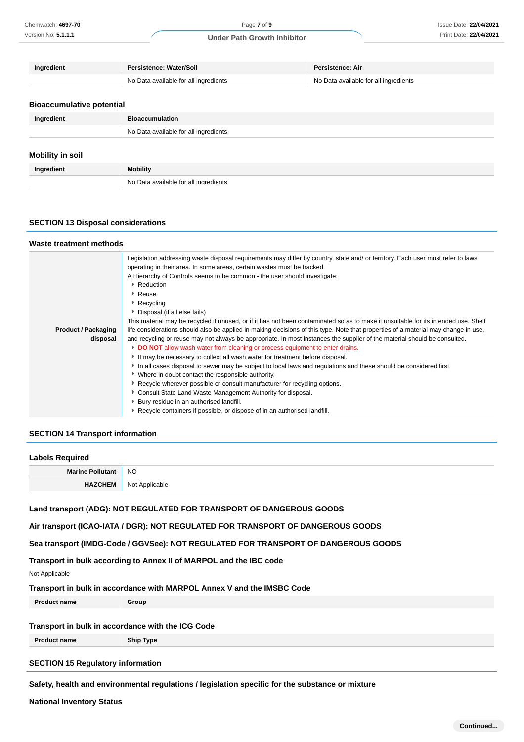| Ingredient | Persistence: Water/Soil | Persistence: Air |
|---|---|---|
| | No Data available for all ingredients | No Data available for all ingredients |

### Bioaccumulative potential

| Ingredient | Bioaccumulation |
|---|---|
| | No Data available for all ingredients |

### Mobility in soil

| Ingredient | Mobility |
|---|---|
| | No Data available for all ingredients |

## SECTION 13 Disposal considerations

### Waste treatment methods

| | |
|---|---|
| **Product / Packaging disposal** | Legislation addressing waste disposal requirements may differ by country, state and/ or territory. Each user must refer to laws operating in their area. In some areas, certain wastes must be tracked.<br>A Hierarchy of Controls seems to be common - the user should investigate:<br>‣ Reduction<br>‣ Reuse<br>‣ Recycling<br>‣ Disposal (if all else fails)<br>This material may be recycled if unused, or if it has not been contaminated so as to make it unsuitable for its intended use. Shelf life considerations should also be applied in making decisions of this type. Note that properties of a material may change in use, and recycling or reuse may not always be appropriate. In most instances the supplier of the material should be consulted.<br>‣ **DO NOT** allow wash water from cleaning or process equipment to enter drains.<br>‣ It may be necessary to collect all wash water for treatment before disposal.<br>‣ In all cases disposal to sewer may be subject to local laws and regulations and these should be considered first.<br>‣ Where in doubt contact the responsible authority.<br>‣ Recycle wherever possible or consult manufacturer for recycling options.<br>‣ Consult State Land Waste Management Authority for disposal.<br>‣ Bury residue in an authorised landfill.<br>‣ Recycle containers if possible, or dispose of in an authorised landfill. |

## SECTION 14 Transport information

### Labels Required

| | |
|---|---|
| **Marine Pollutant** | NO |
| **HAZCHEM** | Not Applicable |

### Land transport (ADG): NOT REGULATED FOR TRANSPORT OF DANGEROUS GOODS

### Air transport (ICAO-IATA / DGR): NOT REGULATED FOR TRANSPORT OF DANGEROUS GOODS

### Sea transport (IMDG-Code / GGVSee): NOT REGULATED FOR TRANSPORT OF DANGEROUS GOODS

### Transport in bulk according to Annex II of MARPOL and the IBC code

Not Applicable

### Transport in bulk in accordance with MARPOL Annex V and the IMSBC Code

| Product name | Group |
|---|---|

### Transport in bulk in accordance with the ICG Code

| Product name | Ship Type |
|---|---|

## SECTION 15 Regulatory information

### Safety, health and environmental regulations / legislation specific for the substance or mixture

### National Inventory Status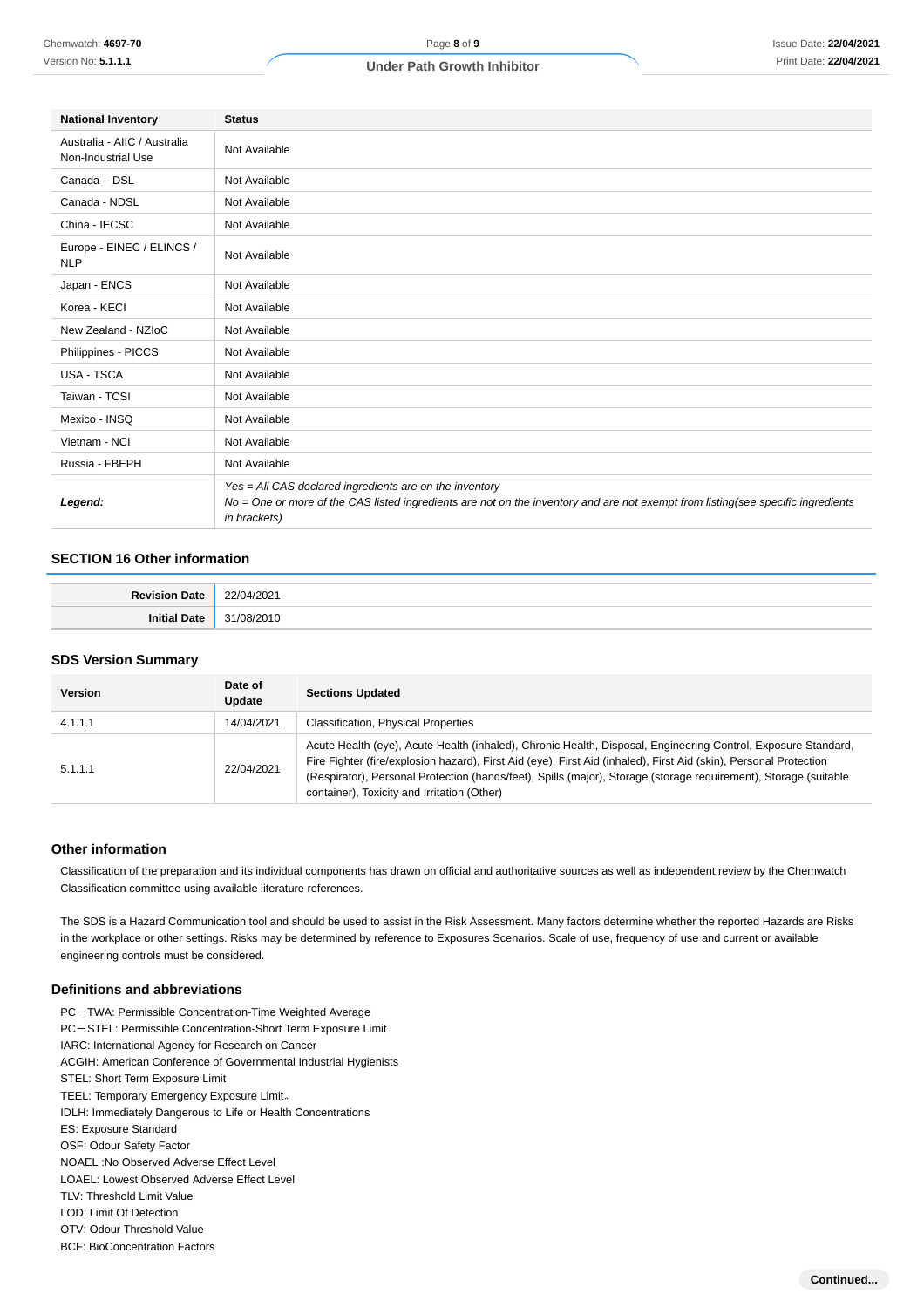| National Inventory | Status |
|---|---|
| Australia - AIIC / Australia Non-Industrial Use | Not Available |
| Canada - DSL | Not Available |
| Canada - NDSL | Not Available |
| China - IECSC | Not Available |
| Europe - EINEC / ELINCS / NLP | Not Available |
| Japan - ENCS | Not Available |
| Korea - KECI | Not Available |
| New Zealand - NZIoC | Not Available |
| Philippines - PICCS | Not Available |
| USA - TSCA | Not Available |
| Taiwan - TCSI | Not Available |
| Mexico - INSQ | Not Available |
| Vietnam - NCI | Not Available |
| Russia - FBEPH | Not Available |
| ***Legend:*** | *Yes = All CAS declared ingredients are on the inventory*<br>*No = One or more of the CAS listed ingredients are not on the inventory and are not exempt from listing(see specific ingredients in brackets)* |

## SECTION 16 Other information

| | |
|---|---|
| **Revision Date** | 22/04/2021 |
| **Initial Date** | 31/08/2010 |

### SDS Version Summary

| Version | Date of Update | Sections Updated |
|---|---|---|
| 4.1.1.1 | 14/04/2021 | Classification, Physical Properties |
| 5.1.1.1 | 22/04/2021 | Acute Health (eye), Acute Health (inhaled), Chronic Health, Disposal, Engineering Control, Exposure Standard, Fire Fighter (fire/explosion hazard), First Aid (eye), First Aid (inhaled), First Aid (skin), Personal Protection (Respirator), Personal Protection (hands/feet), Spills (major), Storage (storage requirement), Storage (suitable container), Toxicity and Irritation (Other) |

### Other information

Classification of the preparation and its individual components has drawn on official and authoritative sources as well as independent review by the Chemwatch Classification committee using available literature references.

The SDS is a Hazard Communication tool and should be used to assist in the Risk Assessment. Many factors determine whether the reported Hazards are Risks in the workplace or other settings. Risks may be determined by reference to Exposures Scenarios. Scale of use, frequency of use and current or available engineering controls must be considered.

### Definitions and abbreviations

PC－TWA: Permissible Concentration-Time Weighted Average
PC－STEL: Permissible Concentration-Short Term Exposure Limit
IARC: International Agency for Research on Cancer
ACGIH: American Conference of Governmental Industrial Hygienists
STEL: Short Term Exposure Limit
TEEL: Temporary Emergency Exposure Limit。
IDLH: Immediately Dangerous to Life or Health Concentrations
ES: Exposure Standard
OSF: Odour Safety Factor
NOAEL :No Observed Adverse Effect Level
LOAEL: Lowest Observed Adverse Effect Level
TLV: Threshold Limit Value
LOD: Limit Of Detection
OTV: Odour Threshold Value
BCF: BioConcentration Factors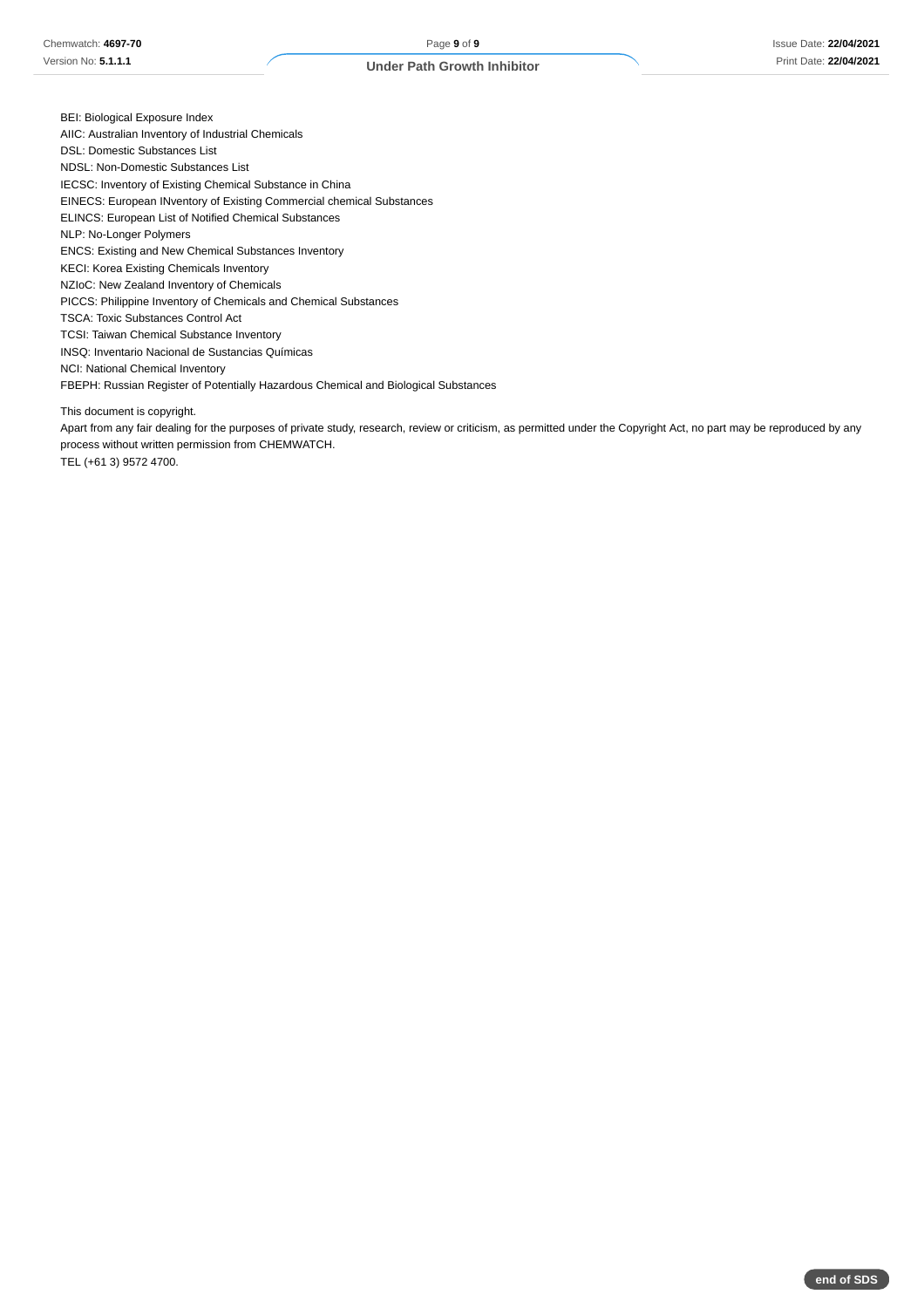BEI: Biological Exposure Index
AIIC: Australian Inventory of Industrial Chemicals
DSL: Domestic Substances List
NDSL: Non-Domestic Substances List
IECSC: Inventory of Existing Chemical Substance in China
EINECS: European INventory of Existing Commercial chemical Substances
ELINCS: European List of Notified Chemical Substances
NLP: No-Longer Polymers
ENCS: Existing and New Chemical Substances Inventory
KECI: Korea Existing Chemicals Inventory
NZIoC: New Zealand Inventory of Chemicals
PICCS: Philippine Inventory of Chemicals and Chemical Substances
TSCA: Toxic Substances Control Act
TCSI: Taiwan Chemical Substance Inventory
INSQ: Inventario Nacional de Sustancias Químicas
NCI: National Chemical Inventory
FBEPH: Russian Register of Potentially Hazardous Chemical and Biological Substances

This document is copyright.

Apart from any fair dealing for the purposes of private study, research, review or criticism, as permitted under the Copyright Act, no part may be reproduced by any process without written permission from CHEMWATCH.

TEL (+61 3) 9572 4700.

**end of SDS**